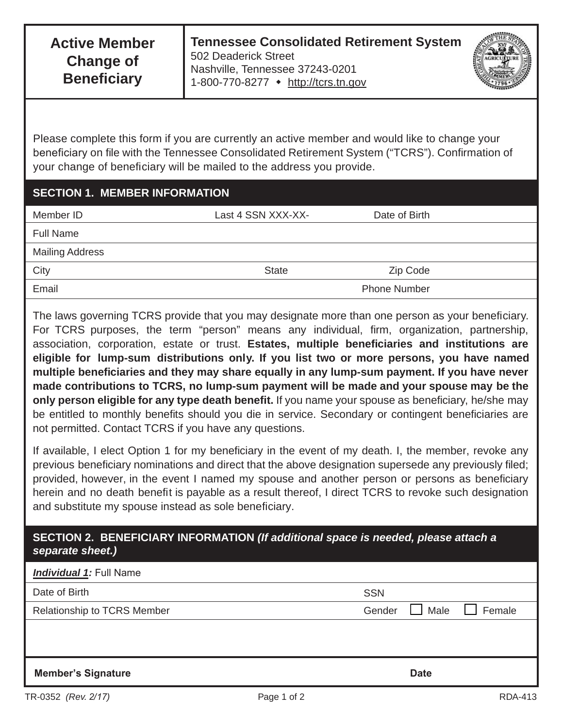# Active Member Change of Beneficiary

**Tennessee Consolidated Retirement System**
502 Deaderick Street
Nashville, Tennessee 37243-0201
1-800-770-8277 ◆ http://tcrs.tn.gov

Please complete this form if you are currently an active member and would like to change your beneficiary on file with the Tennessee Consolidated Retirement System ("TCRS"). Confirmation of your change of beneficiary will be mailed to the address you provide.

## SECTION 1. MEMBER INFORMATION

| | | |
|---|---|---|
| Member ID | Last 4 SSN XXX-XX- | Date of Birth |
| Full Name | | |
| Mailing Address | | |
| City | State | Zip Code |
| Email | | Phone Number |

The laws governing TCRS provide that you may designate more than one person as your beneficiary. For TCRS purposes, the term "person" means any individual, firm, organization, partnership, association, corporation, estate or trust. **Estates, multiple beneficiaries and institutions are eligible for lump-sum distributions only. If you list two or more persons, you have named multiple beneficiaries and they may share equally in any lump-sum payment. If you have never made contributions to TCRS, no lump-sum payment will be made and your spouse may be the only person eligible for any type death benefit.** If you name your spouse as beneficiary, he/she may be entitled to monthly benefits should you die in service. Secondary or contingent beneficiaries are not permitted. Contact TCRS if you have any questions.

If available, I elect Option 1 for my beneficiary in the event of my death. I, the member, revoke any previous beneficiary nominations and direct that the above designation supersede any previously filed; provided, however, in the event I named my spouse and another person or persons as beneficiary herein and no death benefit is payable as a result thereof, I direct TCRS to revoke such designation and substitute my spouse instead as sole beneficiary.

## SECTION 2. BENEFICIARY INFORMATION *(If additional space is needed, please attach a separate sheet.)*

| | |
|---|---|
| ***Individual 1:*** Full Name | |
| Date of Birth | SSN |
| Relationship to TCRS Member | Gender ☐ Male ☐ Female |

| | |
|---|---|
| **Member's Signature** | **Date** |

TR-0352 *(Rev. 2/17)* RDA-413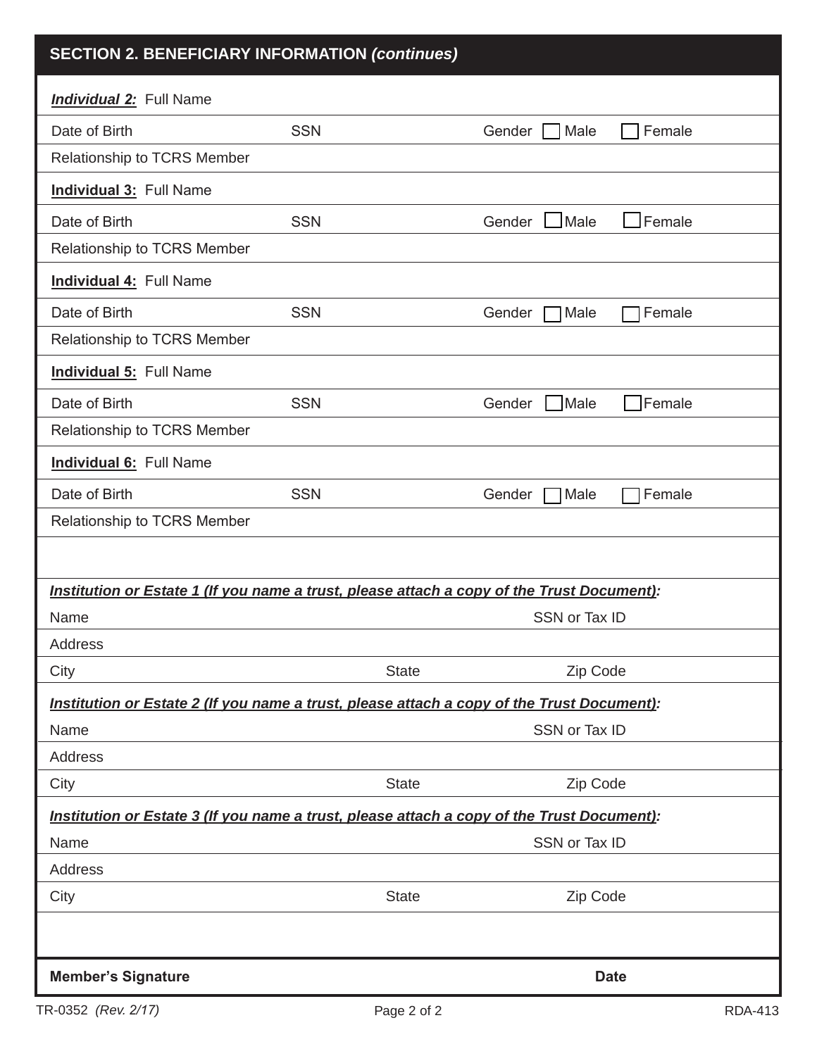## SECTION 2. BENEFICIARY INFORMATION *(continues)*

***Individual 2:*** Full Name

Date of Birth SSN Gender ☐ Male ☐ Female

Relationship to TCRS Member

**Individual 3:** Full Name

Date of Birth SSN Gender ☐ Male ☐ Female

Relationship to TCRS Member

**Individual 4:** Full Name

Date of Birth SSN Gender ☐ Male ☐ Female

Relationship to TCRS Member

**Individual 5:** Full Name

Date of Birth SSN Gender ☐ Male ☐ Female

Relationship to TCRS Member

**Individual 6:** Full Name

Date of Birth SSN Gender ☐ Male ☐ Female

Relationship to TCRS Member

***Institution or Estate 1 (If you name a trust, please attach a copy of the Trust Document):***

Name SSN or Tax ID

Address

City State Zip Code

***Institution or Estate 2 (If you name a trust, please attach a copy of the Trust Document):***

Name SSN or Tax ID

Address

City State Zip Code

***Institution or Estate 3 (If you name a trust, please attach a copy of the Trust Document):***

Name SSN or Tax ID

Address

City State Zip Code

**Member's Signature** **Date**

TR-0352 *(Rev. 2/17)* RDA-413